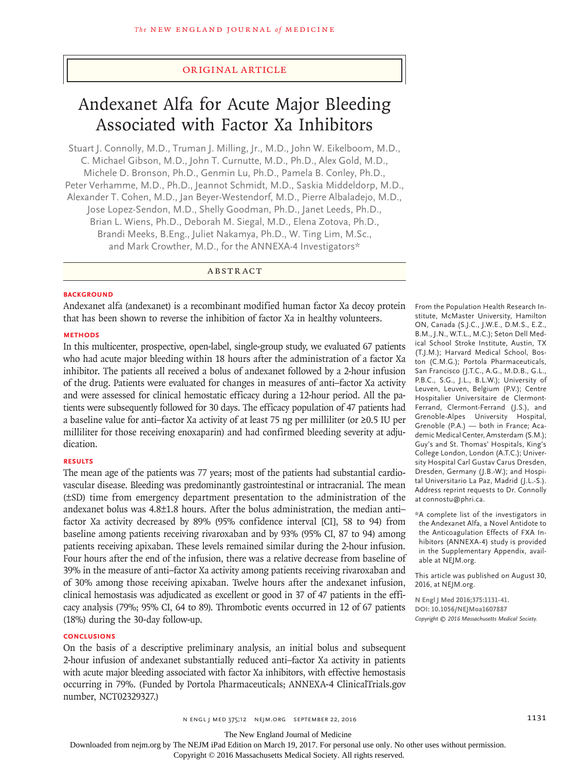ORIGINAL ARTICLE

# Andexanet Alfa for Acute Major Bleeding Associated with Factor Xa Inhibitors

Stuart J. Connolly, M.D., Truman J. Milling, Jr., M.D., John W. Eikelboom, M.D., C. Michael Gibson, M.D., John T. Curnutte, M.D., Ph.D., Alex Gold, M.D., Michele D. Bronson, Ph.D., Genmin Lu, Ph.D., Pamela B. Conley, Ph.D., Peter Verhamme, M.D., Ph.D., Jeannot Schmidt, M.D., Saskia Middeldorp, M.D., Alexander T. Cohen, M.D., Jan Beyer-Westendorf, M.D., Pierre Albaladejo, M.D., Jose Lopez-Sendon, M.D., Shelly Goodman, Ph.D., Janet Leeds, Ph.D., Brian L. Wiens, Ph.D., Deborah M. Siegal, M.D., Elena Zotova, Ph.D., Brandi Meeks, B.Eng., Juliet Nakamya, Ph.D., W. Ting Lim, M.Sc., and Mark Crowther, M.D., for the ANNEXA-4 Investigators*

## ABSTRACT

### BACKGROUND

Andexanet alfa (andexanet) is a recombinant modified human factor Xa decoy protein that has been shown to reverse the inhibition of factor Xa in healthy volunteers.

### METHODS

In this multicenter, prospective, open-label, single-group study, we evaluated 67 patients who had acute major bleeding within 18 hours after the administration of a factor Xa inhibitor. The patients all received a bolus of andexanet followed by a 2-hour infusion of the drug. Patients were evaluated for changes in measures of anti–factor Xa activity and were assessed for clinical hemostatic efficacy during a 12-hour period. All the patients were subsequently followed for 30 days. The efficacy population of 47 patients had a baseline value for anti–factor Xa activity of at least 75 ng per milliliter (or ≥0.5 IU per milliliter for those receiving enoxaparin) and had confirmed bleeding severity at adjudication.

### RESULTS

The mean age of the patients was 77 years; most of the patients had substantial cardiovascular disease. Bleeding was predominantly gastrointestinal or intracranial. The mean (±SD) time from emergency department presentation to the administration of the andexanet bolus was 4.8±1.8 hours. After the bolus administration, the median anti–factor Xa activity decreased by 89% (95% confidence interval [CI], 58 to 94) from baseline among patients receiving rivaroxaban and by 93% (95% CI, 87 to 94) among patients receiving apixaban. These levels remained similar during the 2-hour infusion. Four hours after the end of the infusion, there was a relative decrease from baseline of 39% in the measure of anti–factor Xa activity among patients receiving rivaroxaban and of 30% among those receiving apixaban. Twelve hours after the andexanet infusion, clinical hemostasis was adjudicated as excellent or good in 37 of 47 patients in the efficacy analysis (79%; 95% CI, 64 to 89). Thrombotic events occurred in 12 of 67 patients (18%) during the 30-day follow-up.

### CONCLUSIONS

On the basis of a descriptive preliminary analysis, an initial bolus and subsequent 2-hour infusion of andexanet substantially reduced anti–factor Xa activity in patients with acute major bleeding associated with factor Xa inhibitors, with effective hemostasis occurring in 79%. (Funded by Portola Pharmaceuticals; ANNEXA-4 ClinicalTrials.gov number, NCT02329327.)

From the Population Health Research Institute, McMaster University, Hamilton ON, Canada (S.J.C., J.W.E., D.M.S., E.Z., B.M., J.N., W.T.L., M.C.); Seton Dell Medical School Stroke Institute, Austin, TX (T.J.M.); Harvard Medical School, Boston (C.M.G.); Portola Pharmaceuticals, San Francisco (J.T.C., A.G., M.D.B., G.L., P.B.C., S.G., J.L., B.L.W.); University of Leuven, Leuven, Belgium (P.V.); Centre Hospitalier Universitaire de Clermont-Ferrand, Clermont-Ferrand (J.S.), and Grenoble-Alpes University Hospital, Grenoble (P.A.) — both in France; Academic Medical Center, Amsterdam (S.M.); Guy's and St. Thomas' Hospitals, King's College London, London (A.T.C.); University Hospital Carl Gustav Carus Dresden, Dresden, Germany (J.B.-W.); and Hospital Universitario La Paz, Madrid (J.L.-S.). Address reprint requests to Dr. Connolly at connostu@phri.ca.

*A complete list of the investigators in the Andexanet Alfa, a Novel Antidote to the Anticoagulation Effects of FXA Inhibitors (ANNEXA-4) study is provided in the Supplementary Appendix, available at NEJM.org.

This article was published on August 30, 2016, at NEJM.org.

**N Engl J Med 2016;375:1131-41.**
**DOI: 10.1056/NEJMoa1607887**
*Copyright © 2016 Massachusetts Medical Society.*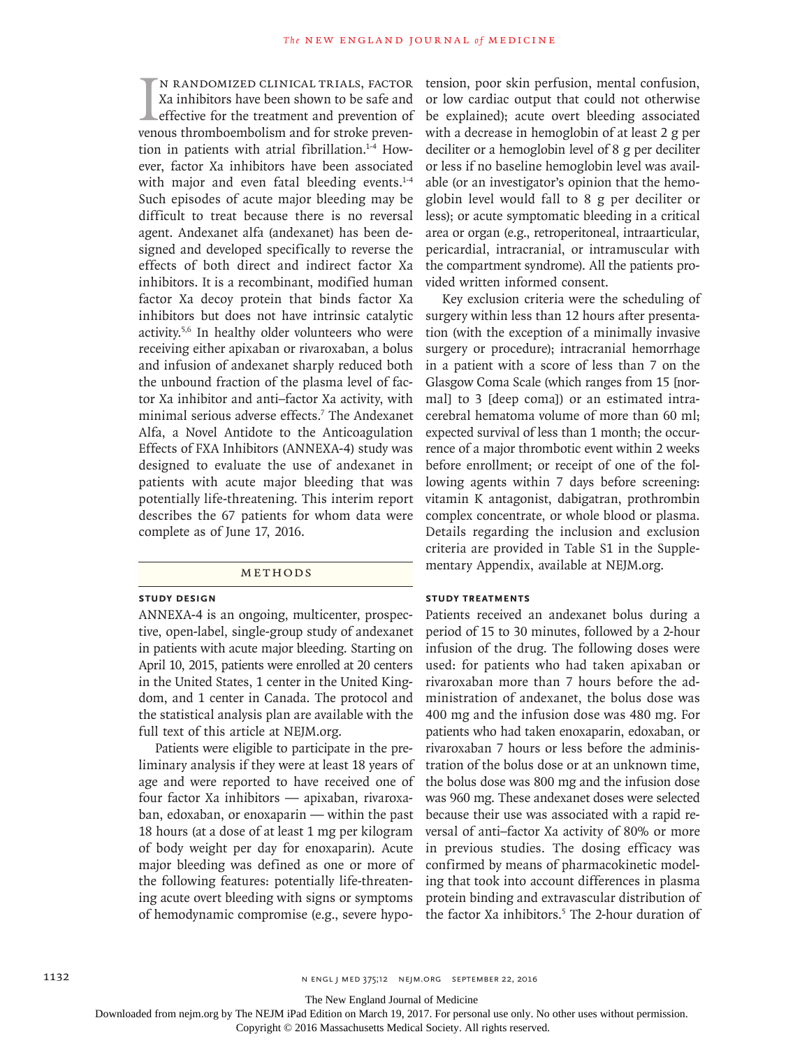In randomized clinical trials, factor Xa inhibitors have been shown to be safe and effective for the treatment and prevention of venous thromboembolism and for stroke prevention in patients with atrial fibrillation.[1-4] However, factor Xa inhibitors have been associated with major and even fatal bleeding events.[1-4] Such episodes of acute major bleeding may be difficult to treat because there is no reversal agent. Andexanet alfa (andexanet) has been designed and developed specifically to reverse the effects of both direct and indirect factor Xa inhibitors. It is a recombinant, modified human factor Xa decoy protein that binds factor Xa inhibitors but does not have intrinsic catalytic activity.[5,6] In healthy older volunteers who were receiving either apixaban or rivaroxaban, a bolus and infusion of andexanet sharply reduced both the unbound fraction of the plasma level of factor Xa inhibitor and anti–factor Xa activity, with minimal serious adverse effects.[7] The Andexanet Alfa, a Novel Antidote to the Anticoagulation Effects of FXA Inhibitors (ANNEXA-4) study was designed to evaluate the use of andexanet in patients with acute major bleeding that was potentially life-threatening. This interim report describes the 67 patients for whom data were complete as of June 17, 2016.

## Methods

### Study Design

ANNEXA-4 is an ongoing, multicenter, prospective, open-label, single-group study of andexanet in patients with acute major bleeding. Starting on April 10, 2015, patients were enrolled at 20 centers in the United States, 1 center in the United Kingdom, and 1 center in Canada. The protocol and the statistical analysis plan are available with the full text of this article at NEJM.org.

Patients were eligible to participate in the preliminary analysis if they were at least 18 years of age and were reported to have received one of four factor Xa inhibitors — apixaban, rivaroxaban, edoxaban, or enoxaparin — within the past 18 hours (at a dose of at least 1 mg per kilogram of body weight per day for enoxaparin). Acute major bleeding was defined as one or more of the following features: potentially life-threatening acute overt bleeding with signs or symptoms of hemodynamic compromise (e.g., severe hypotension, poor skin perfusion, mental confusion, or low cardiac output that could not otherwise be explained); acute overt bleeding associated with a decrease in hemoglobin of at least 2 g per deciliter or a hemoglobin level of 8 g per deciliter or less if no baseline hemoglobin level was available (or an investigator's opinion that the hemoglobin level would fall to 8 g per deciliter or less); or acute symptomatic bleeding in a critical area or organ (e.g., retroperitoneal, intraarticular, pericardial, intracranial, or intramuscular with the compartment syndrome). All the patients provided written informed consent.

Key exclusion criteria were the scheduling of surgery within less than 12 hours after presentation (with the exception of a minimally invasive surgery or procedure); intracranial hemorrhage in a patient with a score of less than 7 on the Glasgow Coma Scale (which ranges from 15 [normal] to 3 [deep coma]) or an estimated intracerebral hematoma volume of more than 60 ml; expected survival of less than 1 month; the occurrence of a major thrombotic event within 2 weeks before enrollment; or receipt of one of the following agents within 7 days before screening: vitamin K antagonist, dabigatran, prothrombin complex concentrate, or whole blood or plasma. Details regarding the inclusion and exclusion criteria are provided in Table S1 in the Supplementary Appendix, available at NEJM.org.

### Study Treatments

Patients received an andexanet bolus during a period of 15 to 30 minutes, followed by a 2-hour infusion of the drug. The following doses were used: for patients who had taken apixaban or rivaroxaban more than 7 hours before the administration of andexanet, the bolus dose was 400 mg and the infusion dose was 480 mg. For patients who had taken enoxaparin, edoxaban, or rivaroxaban 7 hours or less before the administration of the bolus dose or at an unknown time, the bolus dose was 800 mg and the infusion dose was 960 mg. These andexanet doses were selected because their use was associated with a rapid reversal of anti–factor Xa activity of 80% or more in previous studies. The dosing efficacy was confirmed by means of pharmacokinetic modeling that took into account differences in plasma protein binding and extravascular distribution of the factor Xa inhibitors.[5] The 2-hour duration of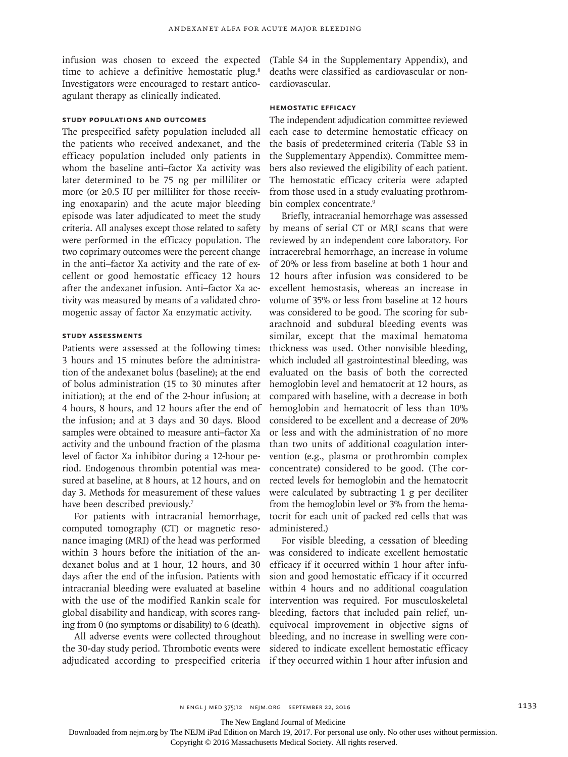infusion was chosen to exceed the expected time to achieve a definitive hemostatic plug.[8] Investigators were encouraged to restart anticoagulant therapy as clinically indicated.

### Study Populations and Outcomes

The prespecified safety population included all the patients who received andexanet, and the efficacy population included only patients in whom the baseline anti–factor Xa activity was later determined to be 75 ng per milliliter or more (or ≥0.5 IU per milliliter for those receiving enoxaparin) and the acute major bleeding episode was later adjudicated to meet the study criteria. All analyses except those related to safety were performed in the efficacy population. The two coprimary outcomes were the percent change in the anti–factor Xa activity and the rate of excellent or good hemostatic efficacy 12 hours after the andexanet infusion. Anti–factor Xa activity was measured by means of a validated chromogenic assay of factor Xa enzymatic activity.

### Study Assessments

Patients were assessed at the following times: 3 hours and 15 minutes before the administration of the andexanet bolus (baseline); at the end of bolus administration (15 to 30 minutes after initiation); at the end of the 2-hour infusion; at 4 hours, 8 hours, and 12 hours after the end of the infusion; and at 3 days and 30 days. Blood samples were obtained to measure anti–factor Xa activity and the unbound fraction of the plasma level of factor Xa inhibitor during a 12-hour period. Endogenous thrombin potential was measured at baseline, at 8 hours, at 12 hours, and on day 3. Methods for measurement of these values have been described previously.[7]

For patients with intracranial hemorrhage, computed tomography (CT) or magnetic resonance imaging (MRI) of the head was performed within 3 hours before the initiation of the andexanet bolus and at 1 hour, 12 hours, and 30 days after the end of the infusion. Patients with intracranial bleeding were evaluated at baseline with the use of the modified Rankin scale for global disability and handicap, with scores ranging from 0 (no symptoms or disability) to 6 (death).

All adverse events were collected throughout the 30-day study period. Thrombotic events were adjudicated according to prespecified criteria (Table S4 in the Supplementary Appendix), and deaths were classified as cardiovascular or noncardiovascular.

### Hemostatic Efficacy

The independent adjudication committee reviewed each case to determine hemostatic efficacy on the basis of predetermined criteria (Table S3 in the Supplementary Appendix). Committee members also reviewed the eligibility of each patient. The hemostatic efficacy criteria were adapted from those used in a study evaluating prothrombin complex concentrate.[9]

Briefly, intracranial hemorrhage was assessed by means of serial CT or MRI scans that were reviewed by an independent core laboratory. For intracerebral hemorrhage, an increase in volume of 20% or less from baseline at both 1 hour and 12 hours after infusion was considered to be excellent hemostasis, whereas an increase in volume of 35% or less from baseline at 12 hours was considered to be good. The scoring for subarachnoid and subdural bleeding events was similar, except that the maximal hematoma thickness was used. Other nonvisible bleeding, which included all gastrointestinal bleeding, was evaluated on the basis of both the corrected hemoglobin level and hematocrit at 12 hours, as compared with baseline, with a decrease in both hemoglobin and hematocrit of less than 10% considered to be excellent and a decrease of 20% or less and with the administration of no more than two units of additional coagulation intervention (e.g., plasma or prothrombin complex concentrate) considered to be good. (The corrected levels for hemoglobin and the hematocrit were calculated by subtracting 1 g per deciliter from the hemoglobin level or 3% from the hematocrit for each unit of packed red cells that was administered.)

For visible bleeding, a cessation of bleeding was considered to indicate excellent hemostatic efficacy if it occurred within 1 hour after infusion and good hemostatic efficacy if it occurred within 4 hours and no additional coagulation intervention was required. For musculoskeletal bleeding, factors that included pain relief, unequivocal improvement in objective signs of bleeding, and no increase in swelling were considered to indicate excellent hemostatic efficacy if they occurred within 1 hour after infusion and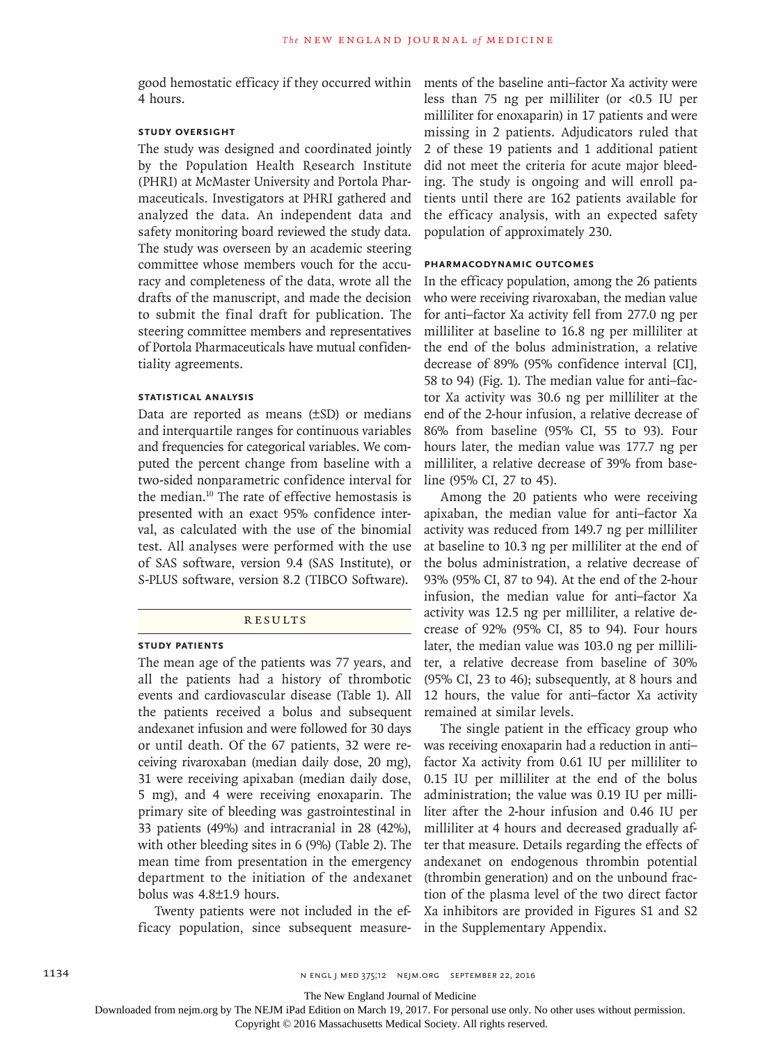good hemostatic efficacy if they occurred within 4 hours.

### Study Oversight

The study was designed and coordinated jointly by the Population Health Research Institute (PHRI) at McMaster University and Portola Pharmaceuticals. Investigators at PHRI gathered and analyzed the data. An independent data and safety monitoring board reviewed the study data. The study was overseen by an academic steering committee whose members vouch for the accuracy and completeness of the data, wrote all the drafts of the manuscript, and made the decision to submit the final draft for publication. The steering committee members and representatives of Portola Pharmaceuticals have mutual confidentiality agreements.

### Statistical Analysis

Data are reported as means (±SD) or medians and interquartile ranges for continuous variables and frequencies for categorical variables. We computed the percent change from baseline with a two-sided nonparametric confidence interval for the median.[10] The rate of effective hemostasis is presented with an exact 95% confidence interval, as calculated with the use of the binomial test. All analyses were performed with the use of SAS software, version 9.4 (SAS Institute), or S-PLUS software, version 8.2 (TIBCO Software).

## Results

### Study Patients

The mean age of the patients was 77 years, and all the patients had a history of thrombotic events and cardiovascular disease (Table 1). All the patients received a bolus and subsequent andexanet infusion and were followed for 30 days or until death. Of the 67 patients, 32 were receiving rivaroxaban (median daily dose, 20 mg), 31 were receiving apixaban (median daily dose, 5 mg), and 4 were receiving enoxaparin. The primary site of bleeding was gastrointestinal in 33 patients (49%) and intracranial in 28 (42%), with other bleeding sites in 6 (9%) (Table 2). The mean time from presentation in the emergency department to the initiation of the andexanet bolus was 4.8±1.9 hours.

Twenty patients were not included in the efficacy population, since subsequent measurements of the baseline anti–factor Xa activity were less than 75 ng per milliliter (or <0.5 IU per milliliter for enoxaparin) in 17 patients and were missing in 2 patients. Adjudicators ruled that 2 of these 19 patients and 1 additional patient did not meet the criteria for acute major bleeding. The study is ongoing and will enroll patients until there are 162 patients available for the efficacy analysis, with an expected safety population of approximately 230.

### Pharmacodynamic Outcomes

In the efficacy population, among the 26 patients who were receiving rivaroxaban, the median value for anti–factor Xa activity fell from 277.0 ng per milliliter at baseline to 16.8 ng per milliliter at the end of the bolus administration, a relative decrease of 89% (95% confidence interval [CI], 58 to 94) (Fig. 1). The median value for anti–factor Xa activity was 30.6 ng per milliliter at the end of the 2-hour infusion, a relative decrease of 86% from baseline (95% CI, 55 to 93). Four hours later, the median value was 177.7 ng per milliliter, a relative decrease of 39% from baseline (95% CI, 27 to 45).

Among the 20 patients who were receiving apixaban, the median value for anti–factor Xa activity was reduced from 149.7 ng per milliliter at baseline to 10.3 ng per milliliter at the end of the bolus administration, a relative decrease of 93% (95% CI, 87 to 94). At the end of the 2-hour infusion, the median value for anti–factor Xa activity was 12.5 ng per milliliter, a relative decrease of 92% (95% CI, 85 to 94). Four hours later, the median value was 103.0 ng per milliliter, a relative decrease from baseline of 30% (95% CI, 23 to 46); subsequently, at 8 hours and 12 hours, the value for anti–factor Xa activity remained at similar levels.

The single patient in the efficacy group who was receiving enoxaparin had a reduction in anti–factor Xa activity from 0.61 IU per milliliter to 0.15 IU per milliliter at the end of the bolus administration; the value was 0.19 IU per milliliter after the 2-hour infusion and 0.46 IU per milliliter at 4 hours and decreased gradually after that measure. Details regarding the effects of andexanet on endogenous thrombin potential (thrombin generation) and on the unbound fraction of the plasma level of the two direct factor Xa inhibitors are provided in Figures S1 and S2 in the Supplementary Appendix.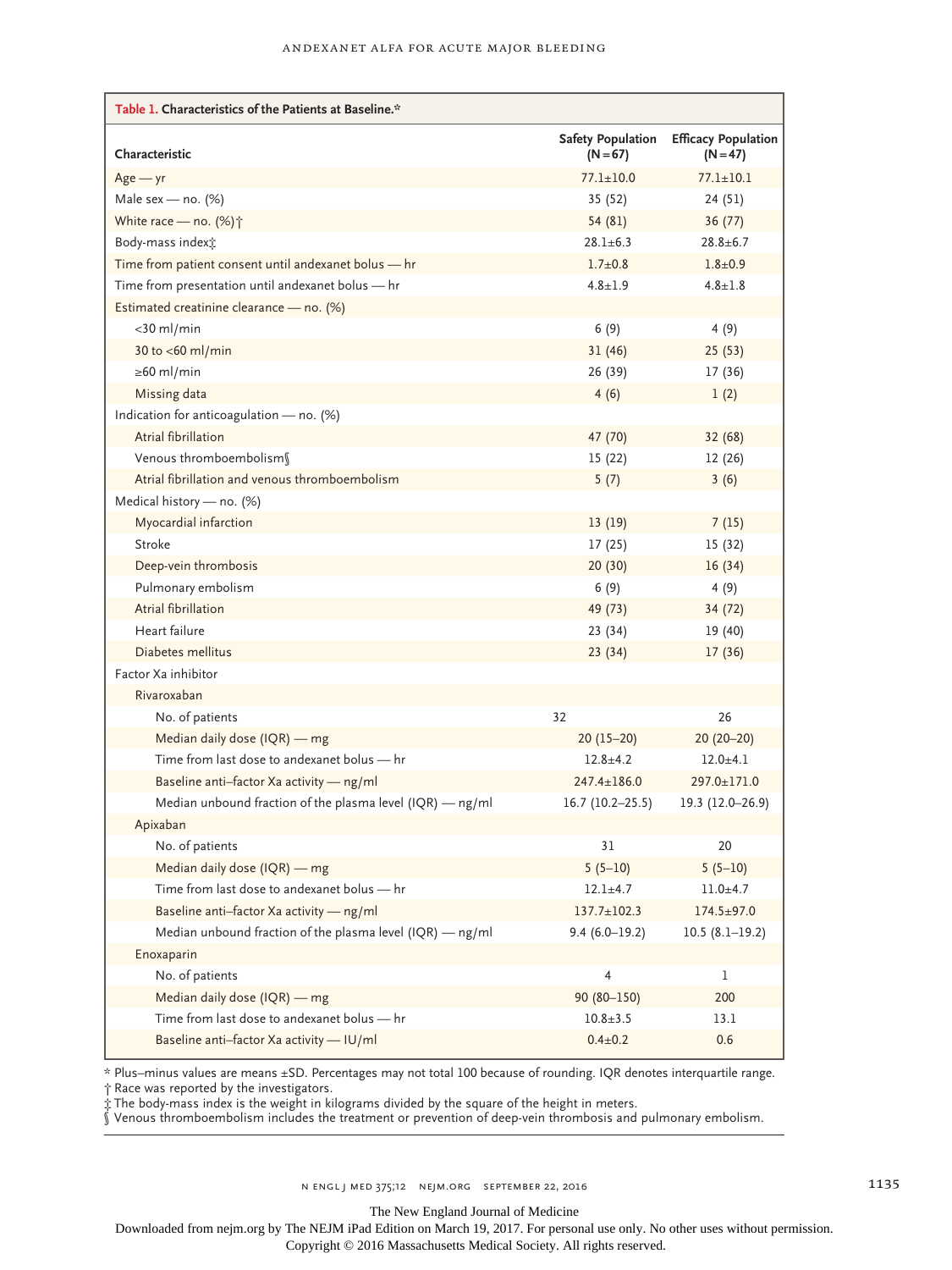**Table 1. Characteristics of the Patients at Baseline.***

| Characteristic | Safety Population (N=67) | Efficacy Population (N=47) |
|---|---|---|
| Age — yr | 77.1±10.0 | 77.1±10.1 |
| Male sex — no. (%) | 35 (52) | 24 (51) |
| White race — no. (%)† | 54 (81) | 36 (77) |
| Body-mass index‡ | 28.1±6.3 | 28.8±6.7 |
| Time from patient consent until andexanet bolus — hr | 1.7±0.8 | 1.8±0.9 |
| Time from presentation until andexanet bolus — hr | 4.8±1.9 | 4.8±1.8 |
| Estimated creatinine clearance — no. (%) | | |
| <30 ml/min | 6 (9) | 4 (9) |
| 30 to <60 ml/min | 31 (46) | 25 (53) |
| ≥60 ml/min | 26 (39) | 17 (36) |
| Missing data | 4 (6) | 1 (2) |
| Indication for anticoagulation — no. (%) | | |
| Atrial fibrillation | 47 (70) | 32 (68) |
| Venous thromboembolism§ | 15 (22) | 12 (26) |
| Atrial fibrillation and venous thromboembolism | 5 (7) | 3 (6) |
| Medical history — no. (%) | | |
| Myocardial infarction | 13 (19) | 7 (15) |
| Stroke | 17 (25) | 15 (32) |
| Deep-vein thrombosis | 20 (30) | 16 (34) |
| Pulmonary embolism | 6 (9) | 4 (9) |
| Atrial fibrillation | 49 (73) | 34 (72) |
| Heart failure | 23 (34) | 19 (40) |
| Diabetes mellitus | 23 (34) | 17 (36) |
| Factor Xa inhibitor | | |
| Rivaroxaban | | |
| No. of patients | 32 | 26 |
| Median daily dose (IQR) — mg | 20 (15–20) | 20 (20–20) |
| Time from last dose to andexanet bolus — hr | 12.8±4.2 | 12.0±4.1 |
| Baseline anti–factor Xa activity — ng/ml | 247.4±186.0 | 297.0±171.0 |
| Median unbound fraction of the plasma level (IQR) — ng/ml | 16.7 (10.2–25.5) | 19.3 (12.0–26.9) |
| Apixaban | | |
| No. of patients | 31 | 20 |
| Median daily dose (IQR) — mg | 5 (5–10) | 5 (5–10) |
| Time from last dose to andexanet bolus — hr | 12.1±4.7 | 11.0±4.7 |
| Baseline anti–factor Xa activity — ng/ml | 137.7±102.3 | 174.5±97.0 |
| Median unbound fraction of the plasma level (IQR) — ng/ml | 9.4 (6.0–19.2) | 10.5 (8.1–19.2) |
| Enoxaparin | | |
| No. of patients | 4 | 1 |
| Median daily dose (IQR) — mg | 90 (80–150) | 200 |
| Time from last dose to andexanet bolus — hr | 10.8±3.5 | 13.1 |
| Baseline anti–factor Xa activity — IU/ml | 0.4±0.2 | 0.6 |

\* Plus–minus values are means ±SD. Percentages may not total 100 because of rounding. IQR denotes interquartile range.
† Race was reported by the investigators.
‡ The body-mass index is the weight in kilograms divided by the square of the height in meters.
§ Venous thromboembolism includes the treatment or prevention of deep-vein thrombosis and pulmonary embolism.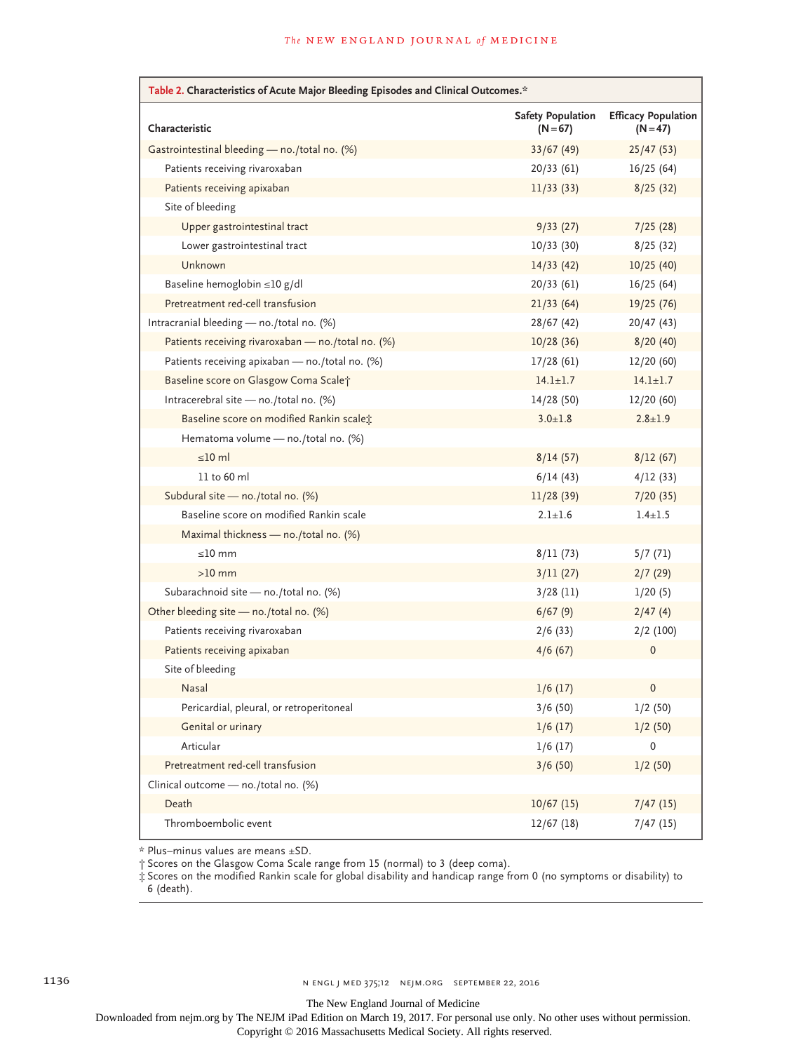**Table 2. Characteristics of Acute Major Bleeding Episodes and Clinical Outcomes.***

| Characteristic | Safety Population (N=67) | Efficacy Population (N=47) |
|---|---|---|
| Gastrointestinal bleeding — no./total no. (%) | 33/67 (49) | 25/47 (53) |
| Patients receiving rivaroxaban | 20/33 (61) | 16/25 (64) |
| Patients receiving apixaban | 11/33 (33) | 8/25 (32) |
| Site of bleeding | | |
| Upper gastrointestinal tract | 9/33 (27) | 7/25 (28) |
| Lower gastrointestinal tract | 10/33 (30) | 8/25 (32) |
| Unknown | 14/33 (42) | 10/25 (40) |
| Baseline hemoglobin ≤10 g/dl | 20/33 (61) | 16/25 (64) |
| Pretreatment red-cell transfusion | 21/33 (64) | 19/25 (76) |
| Intracranial bleeding — no./total no. (%) | 28/67 (42) | 20/47 (43) |
| Patients receiving rivaroxaban — no./total no. (%) | 10/28 (36) | 8/20 (40) |
| Patients receiving apixaban — no./total no. (%) | 17/28 (61) | 12/20 (60) |
| Baseline score on Glasgow Coma Scale† | 14.1±1.7 | 14.1±1.7 |
| Intracerebral site — no./total no. (%) | 14/28 (50) | 12/20 (60) |
| Baseline score on modified Rankin scale‡ | 3.0±1.8 | 2.8±1.9 |
| Hematoma volume — no./total no. (%) | | |
| ≤10 ml | 8/14 (57) | 8/12 (67) |
| 11 to 60 ml | 6/14 (43) | 4/12 (33) |
| Subdural site — no./total no. (%) | 11/28 (39) | 7/20 (35) |
| Baseline score on modified Rankin scale | 2.1±1.6 | 1.4±1.5 |
| Maximal thickness — no./total no. (%) | | |
| ≤10 mm | 8/11 (73) | 5/7 (71) |
| >10 mm | 3/11 (27) | 2/7 (29) |
| Subarachnoid site — no./total no. (%) | 3/28 (11) | 1/20 (5) |
| Other bleeding site — no./total no. (%) | 6/67 (9) | 2/47 (4) |
| Patients receiving rivaroxaban | 2/6 (33) | 2/2 (100) |
| Patients receiving apixaban | 4/6 (67) | 0 |
| Site of bleeding | | |
| Nasal | 1/6 (17) | 0 |
| Pericardial, pleural, or retroperitoneal | 3/6 (50) | 1/2 (50) |
| Genital or urinary | 1/6 (17) | 1/2 (50) |
| Articular | 1/6 (17) | 0 |
| Pretreatment red-cell transfusion | 3/6 (50) | 1/2 (50) |
| Clinical outcome — no./total no. (%) | | |
| Death | 10/67 (15) | 7/47 (15) |
| Thromboembolic event | 12/67 (18) | 7/47 (15) |

\* Plus–minus values are means ±SD.
† Scores on the Glasgow Coma Scale range from 15 (normal) to 3 (deep coma).
‡ Scores on the modified Rankin scale for global disability and handicap range from 0 (no symptoms or disability) to 6 (death).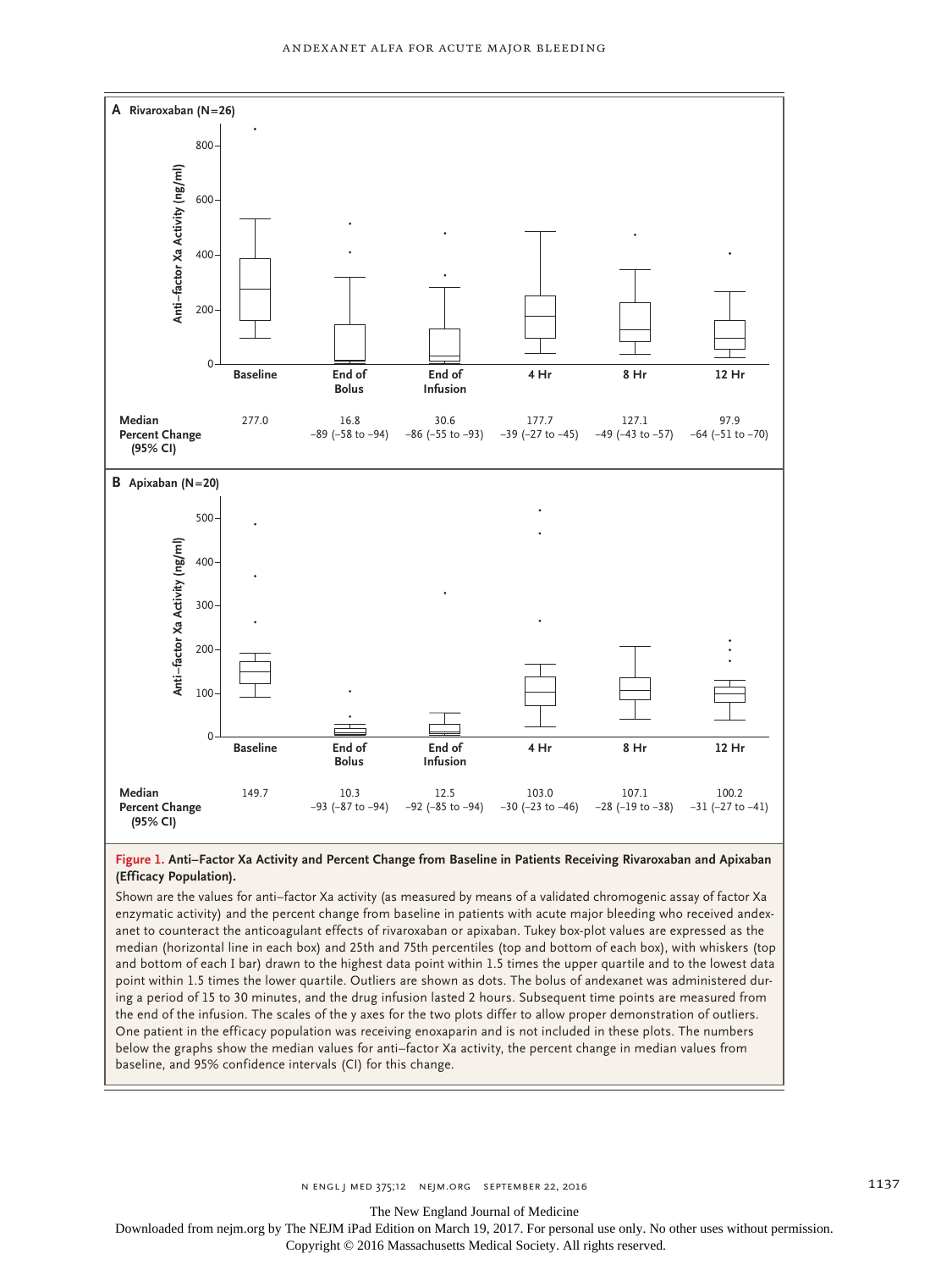**A Rivaroxaban (N=26)**

| | Baseline | End of Bolus | End of Infusion | 4 Hr | 8 Hr | 12 Hr |
|---|---|---|---|---|---|---|
| Median | 277.0 | 16.8 | 30.6 | 177.7 | 127.1 | 97.9 |
| Percent Change (95% CI) | | −89 (−58 to −94) | −86 (−55 to −93) | −39 (−27 to −45) | −49 (−43 to −57) | −64 (−51 to −70) |

**B Apixaban (N=20)**

| | Baseline | End of Bolus | End of Infusion | 4 Hr | 8 Hr | 12 Hr |
|---|---|---|---|---|---|---|
| Median | 149.7 | 10.3 | 12.5 | 103.0 | 107.1 | 100.2 |
| Percent Change (95% CI) | | −93 (−87 to −94) | −92 (−85 to −94) | −30 (−23 to −46) | −28 (−19 to −38) | −31 (−27 to −41) |

**Figure 1. Anti–Factor Xa Activity and Percent Change from Baseline in Patients Receiving Rivaroxaban and Apixaban (Efficacy Population).**

Shown are the values for anti–factor Xa activity (as measured by means of a validated chromogenic assay of factor Xa enzymatic activity) and the percent change from baseline in patients with acute major bleeding who received andexanet to counteract the anticoagulant effects of rivaroxaban or apixaban. Tukey box-plot values are expressed as the median (horizontal line in each box) and 25th and 75th percentiles (top and bottom of each box), with whiskers (top and bottom of each I bar) drawn to the highest data point within 1.5 times the upper quartile and to the lowest data point within 1.5 times the lower quartile. Outliers are shown as dots. The bolus of andexanet was administered during a period of 15 to 30 minutes, and the drug infusion lasted 2 hours. Subsequent time points are measured from the end of the infusion. The scales of the y axes for the two plots differ to allow proper demonstration of outliers. One patient in the efficacy population was receiving enoxaparin and is not included in these plots. The numbers below the graphs show the median values for anti–factor Xa activity, the percent change in median values from baseline, and 95% confidence intervals (CI) for this change.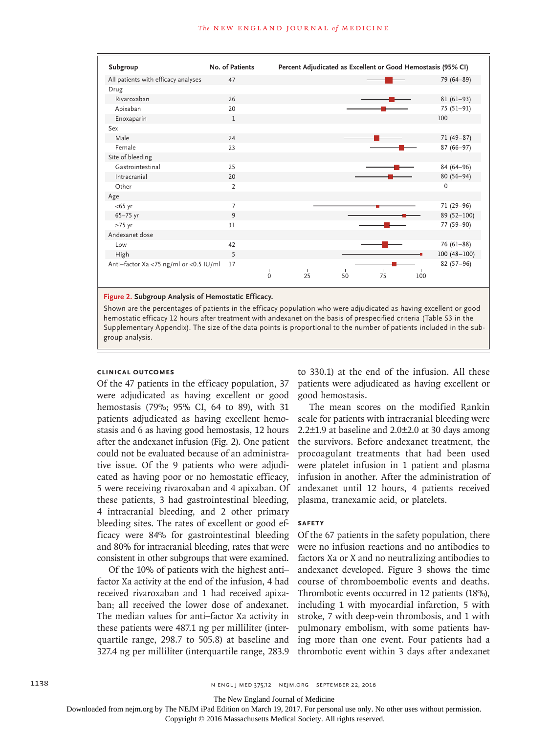| Subgroup | No. of Patients | Percent Adjudicated as Excellent or Good Hemostasis (95% CI) |
|---|---|---|
| All patients with efficacy analyses | 47 | 79 (64–89) |
| Drug | | |
| Rivaroxaban | 26 | 81 (61–93) |
| Apixaban | 20 | 75 (51–91) |
| Enoxaparin | 1 | 100 |
| Sex | | |
| Male | 24 | 71 (49–87) |
| Female | 23 | 87 (66–97) |
| Site of bleeding | | |
| Gastrointestinal | 25 | 84 (64–96) |
| Intracranial | 20 | 80 (56–94) |
| Other | 2 | 0 |
| Age | | |
| <65 yr | 7 | 71 (29–96) |
| 65–75 yr | 9 | 89 (52–100) |
| ≥75 yr | 31 | 77 (59–90) |
| Andexanet dose | | |
| Low | 42 | 76 (61–88) |
| High | 5 | 100 (48–100) |
| Anti–factor Xa <75 ng/ml or <0.5 IU/ml | 17 | 82 (57–96) |

**Figure 2. Subgroup Analysis of Hemostatic Efficacy.**

Shown are the percentages of patients in the efficacy population who were adjudicated as having excellent or good hemostatic efficacy 12 hours after treatment with andexanet on the basis of prespecified criteria (Table S3 in the Supplementary Appendix). The size of the data points is proportional to the number of patients included in the subgroup analysis.

### CLINICAL OUTCOMES

Of the 47 patients in the efficacy population, 37 were adjudicated as having excellent or good hemostasis (79%; 95% CI, 64 to 89), with 31 patients adjudicated as having excellent hemostasis and 6 as having good hemostasis, 12 hours after the andexanet infusion (Fig. 2). One patient could not be evaluated because of an administrative issue. Of the 9 patients who were adjudicated as having poor or no hemostatic efficacy, 5 were receiving rivaroxaban and 4 apixaban. Of these patients, 3 had gastrointestinal bleeding, 4 intracranial bleeding, and 2 other primary bleeding sites. The rates of excellent or good efficacy were 84% for gastrointestinal bleeding and 80% for intracranial bleeding, rates that were consistent in other subgroups that were examined.

Of the 10% of patients with the highest anti–factor Xa activity at the end of the infusion, 4 had received rivaroxaban and 1 had received apixaban; all received the lower dose of andexanet. The median values for anti–factor Xa activity in these patients were 487.1 ng per milliliter (interquartile range, 298.7 to 505.8) at baseline and 327.4 ng per milliliter (interquartile range, 283.9 to 330.1) at the end of the infusion. All these patients were adjudicated as having excellent or good hemostasis.

The mean scores on the modified Rankin scale for patients with intracranial bleeding were 2.2±1.9 at baseline and 2.0±2.0 at 30 days among the survivors. Before andexanet treatment, the procoagulant treatments that had been used were platelet infusion in 1 patient and plasma infusion in another. After the administration of andexanet until 12 hours, 4 patients received plasma, tranexamic acid, or platelets.

### SAFETY

Of the 67 patients in the safety population, there were no infusion reactions and no antibodies to factors Xa or X and no neutralizing antibodies to andexanet developed. Figure 3 shows the time course of thromboembolic events and deaths. Thrombotic events occurred in 12 patients (18%), including 1 with myocardial infarction, 5 with stroke, 7 with deep-vein thrombosis, and 1 with pulmonary embolism, with some patients having more than one event. Four patients had a thrombotic event within 3 days after andexanet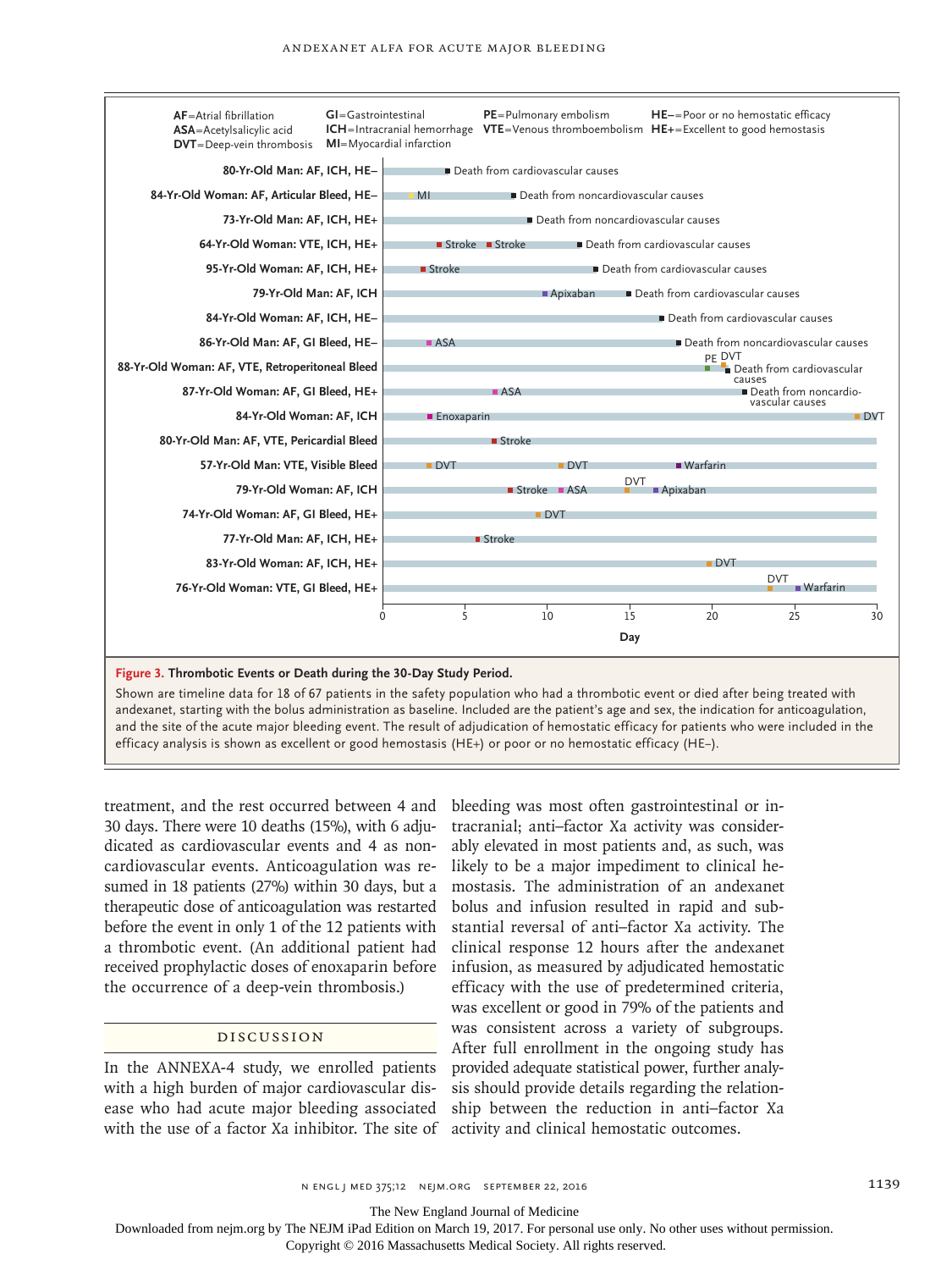AF=Atrial fibrillation
ASA=Acetylsalicylic acid
DVT=Deep-vein thrombosis
GI=Gastrointestinal
ICH=Intracranial hemorrhage
MI=Myocardial infarction
PE=Pulmonary embolism
VTE=Venous thromboembolism
HE−=Poor or no hemostatic efficacy
HE+=Excellent to good hemostasis

| Patient | Events during 30-day period |
| --- | --- |
| 80-Yr-Old Man: AF, ICH, HE− | Death from cardiovascular causes |
| 84-Yr-Old Woman: AF, Articular Bleed, HE− | MI; Death from noncardiovascular causes |
| 73-Yr-Old Man: AF, ICH, HE+ | Death from noncardiovascular causes |
| 64-Yr-Old Woman: VTE, ICH, HE+ | Stroke; Stroke; Death from cardiovascular causes |
| 95-Yr-Old Woman: AF, ICH, HE+ | Stroke; Death from cardiovascular causes |
| 79-Yr-Old Man: AF, ICH | Apixaban; Death from cardiovascular causes |
| 84-Yr-Old Woman: AF, ICH, HE− | Death from cardiovascular causes |
| 86-Yr-Old Man: AF, GI Bleed, HE− | ASA; Death from noncardiovascular causes |
| 88-Yr-Old Woman: AF, VTE, Retroperitoneal Bleed | PE; DVT; Death from cardiovascular causes |
| 87-Yr-Old Woman: AF, GI Bleed, HE+ | ASA; Death from noncardiovascular causes |
| 84-Yr-Old Woman: AF, ICH | Enoxaparin; DVT |
| 80-Yr-Old Man: AF, VTE, Pericardial Bleed | Stroke |
| 57-Yr-Old Man: VTE, Visible Bleed | DVT; DVT; Warfarin |
| 79-Yr-Old Woman: AF, ICH | Stroke; ASA; DVT; Apixaban |
| 74-Yr-Old Woman: AF, GI Bleed, HE+ | DVT |
| 77-Yr-Old Man: AF, ICH, HE+ | Stroke |
| 83-Yr-Old Woman: AF, ICH, HE+ | DVT |
| 76-Yr-Old Woman: VTE, GI Bleed, HE+ | DVT; Warfarin |

Day (0–30)

**Figure 3. Thrombotic Events or Death during the 30-Day Study Period.**

Shown are timeline data for 18 of 67 patients in the safety population who had a thrombotic event or died after being treated with andexanet, starting with the bolus administration as baseline. Included are the patient's age and sex, the indication for anticoagulation, and the site of the acute major bleeding event. The result of adjudication of hemostatic efficacy for patients who were included in the efficacy analysis is shown as excellent or good hemostasis (HE+) or poor or no hemostatic efficacy (HE−).

treatment, and the rest occurred between 4 and 30 days. There were 10 deaths (15%), with 6 adjudicated as cardiovascular events and 4 as noncardiovascular events. Anticoagulation was resumed in 18 patients (27%) within 30 days, but a therapeutic dose of anticoagulation was restarted before the event in only 1 of the 12 patients with a thrombotic event. (An additional patient had received prophylactic doses of enoxaparin before the occurrence of a deep-vein thrombosis.)

## DISCUSSION

In the ANNEXA-4 study, we enrolled patients with a high burden of major cardiovascular disease who had acute major bleeding associated with the use of a factor Xa inhibitor. The site of bleeding was most often gastrointestinal or intracranial; anti–factor Xa activity was considerably elevated in most patients and, as such, was likely to be a major impediment to clinical hemostasis. The administration of an andexanet bolus and infusion resulted in rapid and substantial reversal of anti–factor Xa activity. The clinical response 12 hours after the andexanet infusion, as measured by adjudicated hemostatic efficacy with the use of predetermined criteria, was excellent or good in 79% of the patients and was consistent across a variety of subgroups. After full enrollment in the ongoing study has provided adequate statistical power, further analysis should provide details regarding the relationship between the reduction in anti–factor Xa activity and clinical hemostatic outcomes.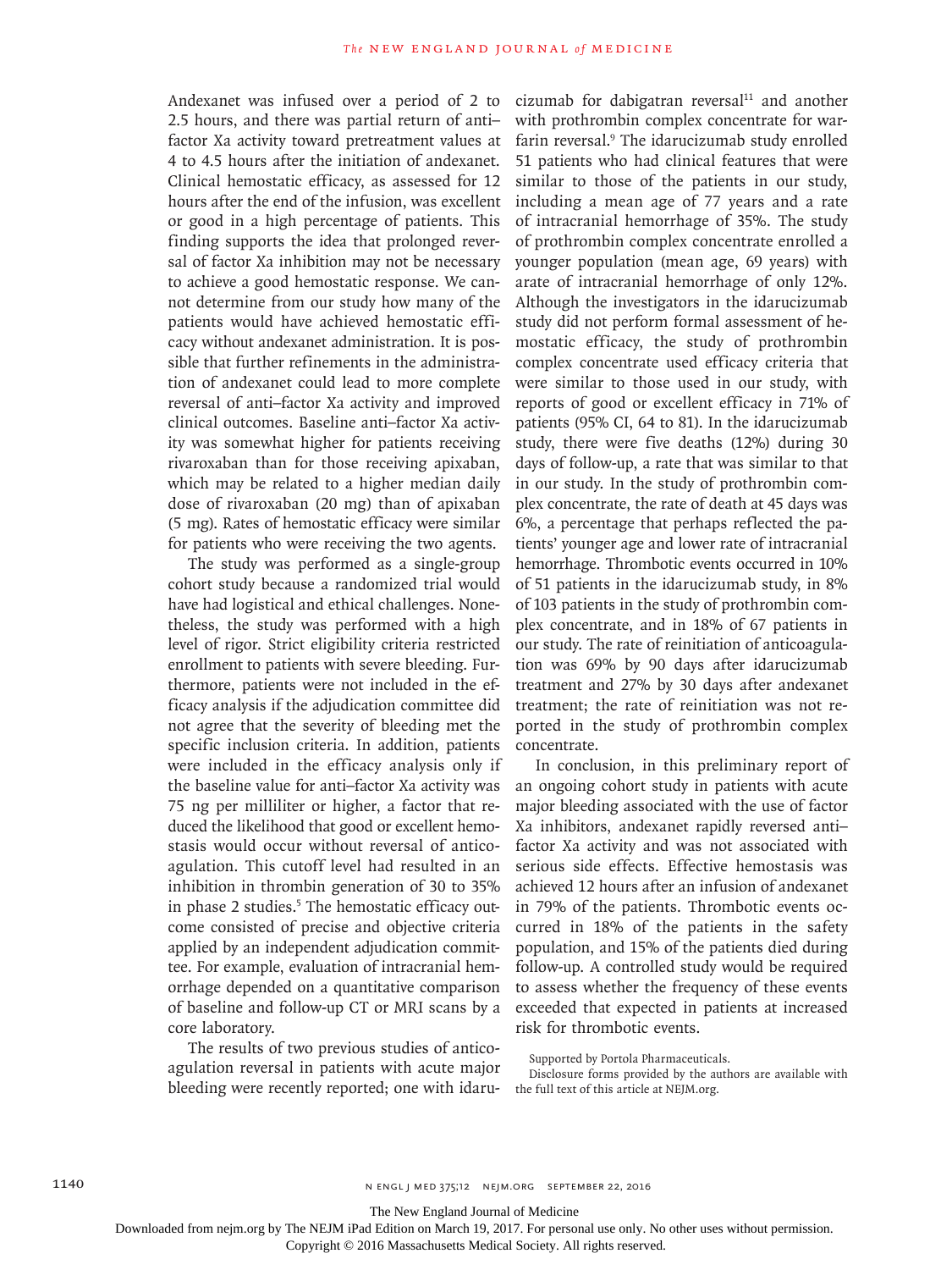Andexanet was infused over a period of 2 to 2.5 hours, and there was partial return of anti–factor Xa activity toward pretreatment values at 4 to 4.5 hours after the initiation of andexanet. Clinical hemostatic efficacy, as assessed for 12 hours after the end of the infusion, was excellent or good in a high percentage of patients. This finding supports the idea that prolonged reversal of factor Xa inhibition may not be necessary to achieve a good hemostatic response. We cannot determine from our study how many of the patients would have achieved hemostatic efficacy without andexanet administration. It is possible that further refinements in the administration of andexanet could lead to more complete reversal of anti–factor Xa activity and improved clinical outcomes. Baseline anti–factor Xa activity was somewhat higher for patients receiving rivaroxaban than for those receiving apixaban, which may be related to a higher median daily dose of rivaroxaban (20 mg) than of apixaban (5 mg). Rates of hemostatic efficacy were similar for patients who were receiving the two agents.

The study was performed as a single-group cohort study because a randomized trial would have had logistical and ethical challenges. Nonetheless, the study was performed with a high level of rigor. Strict eligibility criteria restricted enrollment to patients with severe bleeding. Furthermore, patients were not included in the efficacy analysis if the adjudication committee did not agree that the severity of bleeding met the specific inclusion criteria. In addition, patients were included in the efficacy analysis only if the baseline value for anti–factor Xa activity was 75 ng per milliliter or higher, a factor that reduced the likelihood that good or excellent hemostasis would occur without reversal of anticoagulation. This cutoff level had resulted in an inhibition in thrombin generation of 30 to 35% in phase 2 studies.[5] The hemostatic efficacy outcome consisted of precise and objective criteria applied by an independent adjudication committee. For example, evaluation of intracranial hemorrhage depended on a quantitative comparison of baseline and follow-up CT or MRI scans by a core laboratory.

The results of two previous studies of anticoagulation reversal in patients with acute major bleeding were recently reported; one with idarucizumab for dabigatran reversal[11] and another with prothrombin complex concentrate for warfarin reversal.[9] The idarucizumab study enrolled 51 patients who had clinical features that were similar to those of the patients in our study, including a mean age of 77 years and a rate of intracranial hemorrhage of 35%. The study of prothrombin complex concentrate enrolled a younger population (mean age, 69 years) with arate of intracranial hemorrhage of only 12%. Although the investigators in the idarucizumab study did not perform formal assessment of hemostatic efficacy, the study of prothrombin complex concentrate used efficacy criteria that were similar to those used in our study, with reports of good or excellent efficacy in 71% of patients (95% CI, 64 to 81). In the idarucizumab study, there were five deaths (12%) during 30 days of follow-up, a rate that was similar to that in our study. In the study of prothrombin complex concentrate, the rate of death at 45 days was 6%, a percentage that perhaps reflected the patients' younger age and lower rate of intracranial hemorrhage. Thrombotic events occurred in 10% of 51 patients in the idarucizumab study, in 8% of 103 patients in the study of prothrombin complex concentrate, and in 18% of 67 patients in our study. The rate of reinitiation of anticoagulation was 69% by 90 days after idarucizumab treatment and 27% by 30 days after andexanet treatment; the rate of reinitiation was not reported in the study of prothrombin complex concentrate.

In conclusion, in this preliminary report of an ongoing cohort study in patients with acute major bleeding associated with the use of factor Xa inhibitors, andexanet rapidly reversed anti–factor Xa activity and was not associated with serious side effects. Effective hemostasis was achieved 12 hours after an infusion of andexanet in 79% of the patients. Thrombotic events occurred in 18% of the patients in the safety population, and 15% of the patients died during follow-up. A controlled study would be required to assess whether the frequency of these events exceeded that expected in patients at increased risk for thrombotic events.

Supported by Portola Pharmaceuticals.

Disclosure forms provided by the authors are available with the full text of this article at NEJM.org.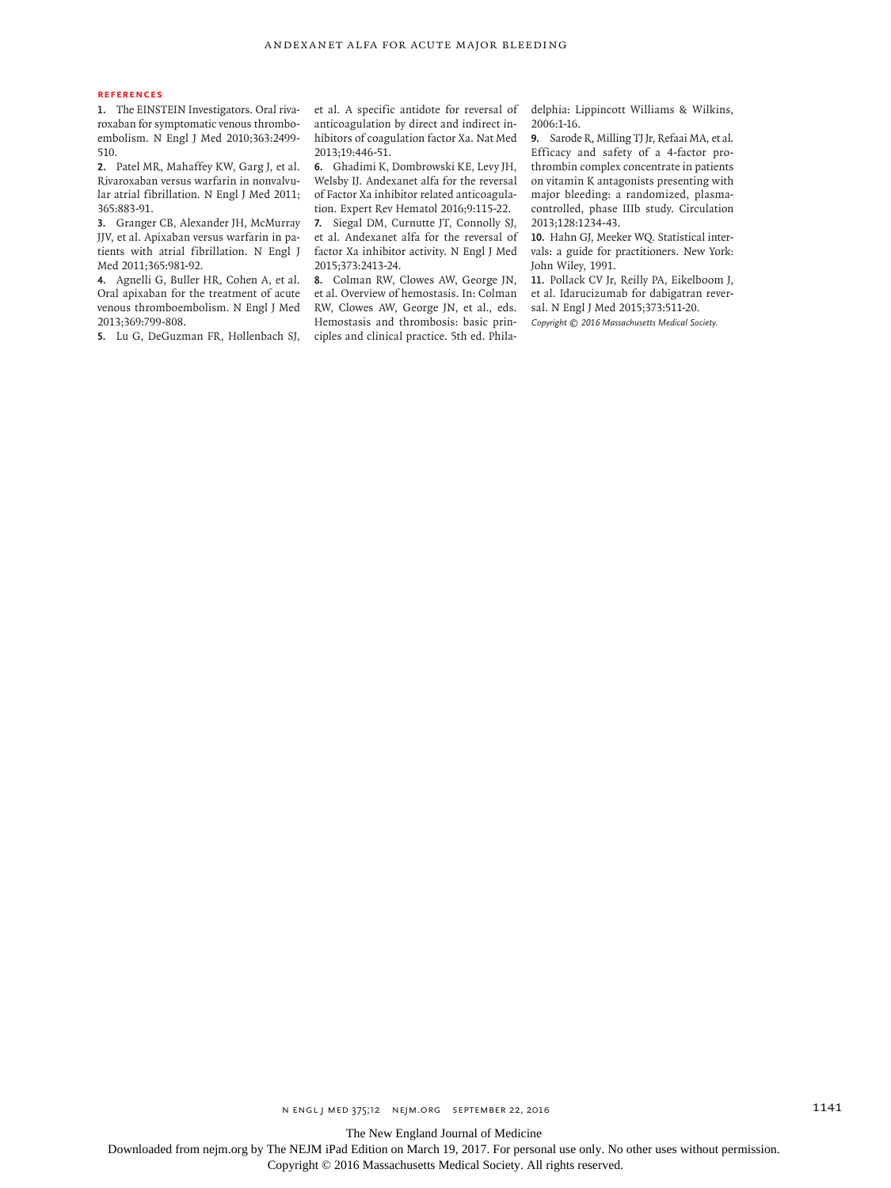## References

1. The EINSTEIN Investigators. Oral rivaroxaban for symptomatic venous thromboembolism. N Engl J Med 2010;363:2499-510.
2. Patel MR, Mahaffey KW, Garg J, et al. Rivaroxaban versus warfarin in nonvalvular atrial fibrillation. N Engl J Med 2011; 365:883-91.
3. Granger CB, Alexander JH, McMurray JJV, et al. Apixaban versus warfarin in patients with atrial fibrillation. N Engl J Med 2011;365:981-92.
4. Agnelli G, Buller HR, Cohen A, et al. Oral apixaban for the treatment of acute venous thromboembolism. N Engl J Med 2013;369:799-808.
5. Lu G, DeGuzman FR, Hollenbach SJ, et al. A specific antidote for reversal of anticoagulation by direct and indirect inhibitors of coagulation factor Xa. Nat Med 2013;19:446-51.
6. Ghadimi K, Dombrowski KE, Levy JH, Welsby IJ. Andexanet alfa for the reversal of Factor Xa inhibitor related anticoagulation. Expert Rev Hematol 2016;9:115-22.
7. Siegal DM, Curnutte JT, Connolly SJ, et al. Andexanet alfa for the reversal of factor Xa inhibitor activity. N Engl J Med 2015;373:2413-24.
8. Colman RW, Clowes AW, George JN, et al. Overview of hemostasis. In: Colman RW, Clowes AW, George JN, et al., eds. Hemostasis and thrombosis: basic principles and clinical practice. 5th ed. Philadelphia: Lippincott Williams & Wilkins, 2006:1-16.
9. Sarode R, Milling TJ Jr, Refaai MA, et al. Efficacy and safety of a 4-factor prothrombin complex concentrate in patients on vitamin K antagonists presenting with major bleeding: a randomized, plasma-controlled, phase IIIb study. Circulation 2013;128:1234-43.
10. Hahn GJ, Meeker WQ. Statistical intervals: a guide for practitioners. New York: John Wiley, 1991.
11. Pollack CV Jr, Reilly PA, Eikelboom J, et al. Idarucizumab for dabigatran reversal. N Engl J Med 2015;373:511-20.

*Copyright © 2016 Massachusetts Medical Society.*